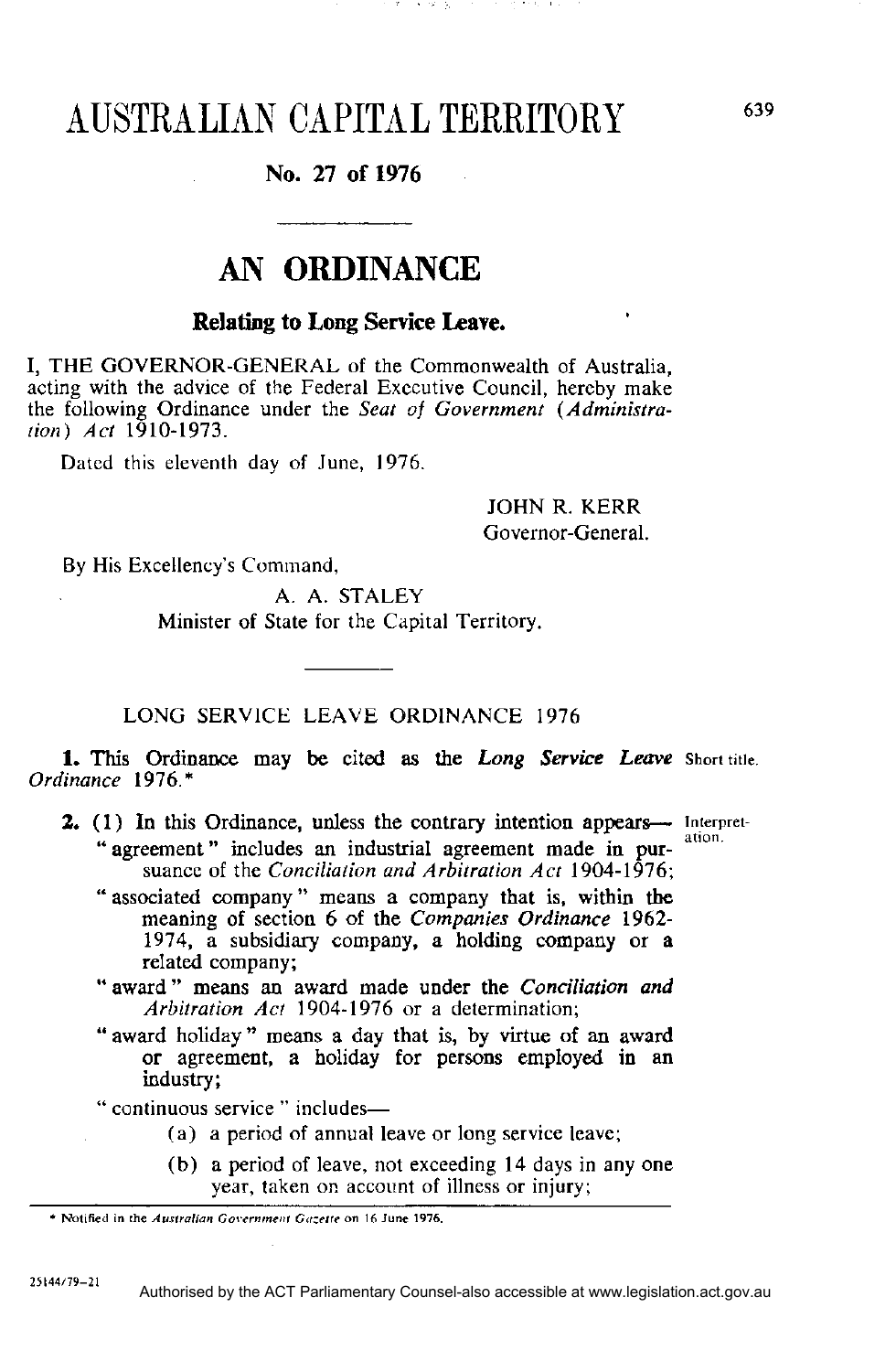# AUSTRALIAN CAPITAL TERRITORY

**No. 27 of 1976**

## AN ORDINANCE

**Relating to Long Service Leave.**

I, THE GOVERNOR-GENERAL of the Commonwealth of Australia, acting with the advice of the Federal Executive Council, hereby make the following Ordinance under the *Seat of Government (Administration) Act* 1910-1973.

Dated this eleventh day of June, 1976.

JOHN R. KERR
Governor-General.

By His Excellency's Command,

A. A. STALEY
Minister of State for the Capital Territory.

LONG SERVICE LEAVE ORDINANCE 1976

**1.** This Ordinance may be cited as the ***Long Service Leave Ordinance*** 1976.* Short title.

**2.** (1) In this Ordinance, unless the contrary intention appears— Interpretation.

"agreement" includes an industrial agreement made in pursuance of the *Conciliation and Arbitration Act* 1904-1976;

"associated company" means a company that is, within the meaning of section 6 of the *Companies Ordinance* 1962-1974, a subsidiary company, a holding company or a related company;

"award" means an award made under the *Conciliation and Arbitration Act* 1904-1976 or a determination;

"award holiday" means a day that is, by virtue of an award or agreement, a holiday for persons employed in an industry;

"continuous service" includes—

(a) a period of annual leave or long service leave;

(b) a period of leave, not exceeding 14 days in any one year, taken on account of illness or injury;

---

\* Notified in the *Australian Government Gazette* on 16 June 1976.

25144/79-21

Authorised by the ACT Parliamentary Counsel-also accessible at www.legislation.act.gov.au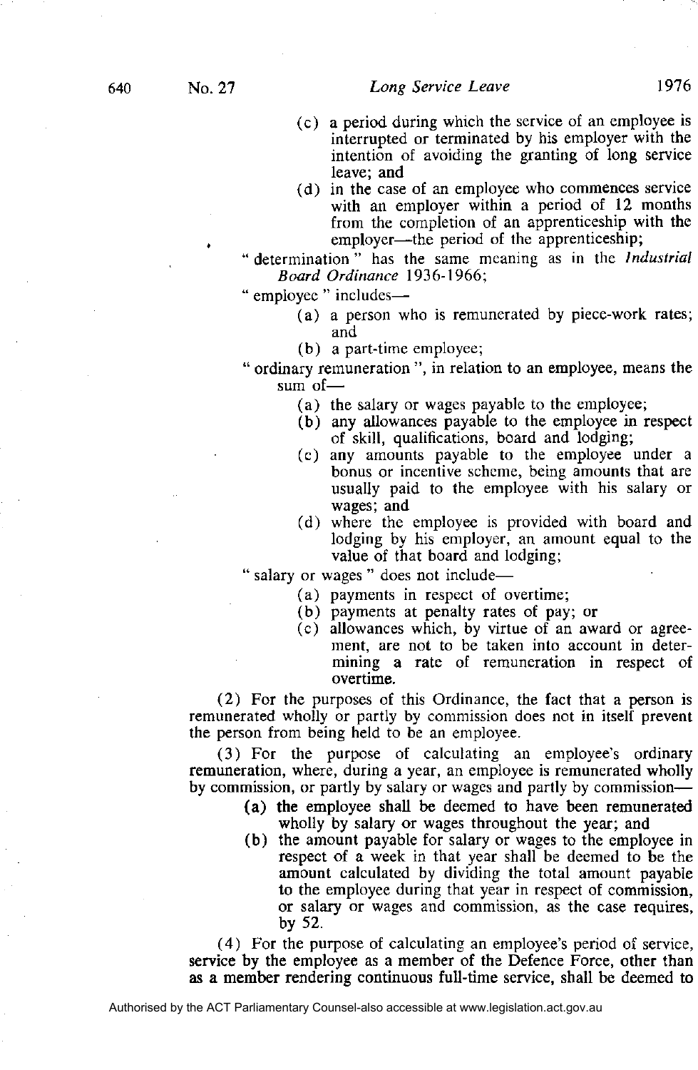(c) a period during which the service of an employee is interrupted or terminated by his employer with the intention of avoiding the granting of long service leave; and

(d) in the case of an employee who commences service with an employer within a period of 12 months from the completion of an apprenticeship with the employer—the period of the apprenticeship;

" determination " has the same meaning as in the *Industrial Board Ordinance* 1936-1966;

" employee " includes—

(a) a person who is remunerated by piece-work rates; and

(b) a part-time employee;

" ordinary remuneration ", in relation to an employee, means the sum of—

(a) the salary or wages payable to the employee;

(b) any allowances payable to the employee in respect of skill, qualifications, board and lodging;

(c) any amounts payable to the employee under a bonus or incentive scheme, being amounts that are usually paid to the employee with his salary or wages; and

(d) where the employee is provided with board and lodging by his employer, an amount equal to the value of that board and lodging;

" salary or wages " does not include—

(a) payments in respect of overtime;

(b) payments at penalty rates of pay; or

(c) allowances which, by virtue of an award or agreement, are not to be taken into account in determining a rate of remuneration in respect of overtime.

(2) For the purposes of this Ordinance, the fact that a person is remunerated wholly or partly by commission does not in itself prevent the person from being held to be an employee.

(3) For the purpose of calculating an employee's ordinary remuneration, where, during a year, an employee is remunerated wholly by commission, or partly by salary or wages and partly by commission—

(a) the employee shall be deemed to have been remunerated wholly by salary or wages throughout the year; and

(b) the amount payable for salary or wages to the employee in respect of a week in that year shall be deemed to be the amount calculated by dividing the total amount payable to the employee during that year in respect of commission, or salary or wages and commission, as the case requires, by 52.

(4) For the purpose of calculating an employee's period of service, service by the employee as a member of the Defence Force, other than as a member rendering continuous full-time service, shall be deemed to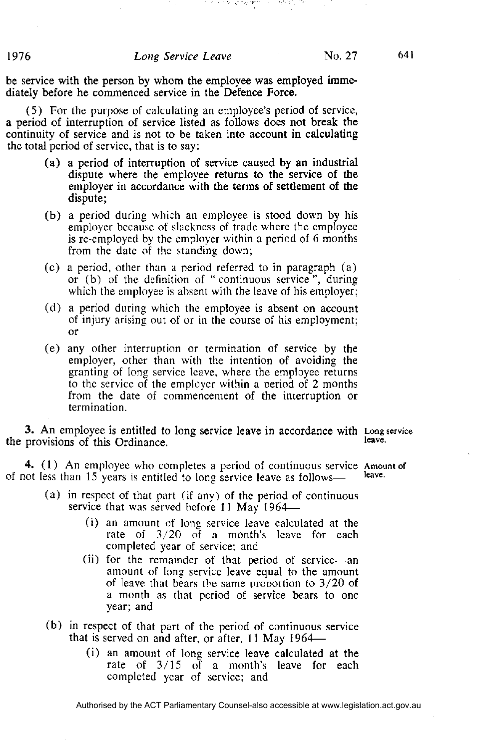be service with the person by whom the employee was employed immediately before he commenced service in the Defence Force.

(5) For the purpose of calculating an employee's period of service, a period of interruption of service listed as follows does not break the continuity of service and is not to be taken into account in calculating the total period of service, that is to say:

- (a) a period of interruption of service caused by an industrial dispute where the employee returns to the service of the employer in accordance with the terms of settlement of the dispute;
- (b) a period during which an employee is stood down by his employer because of slackness of trade where the employee is re-employed by the employer within a period of 6 months from the date of the standing down;
- (c) a period, other than a period referred to in paragraph (a) or (b) of the definition of "continuous service", during which the employee is absent with the leave of his employer;
- (d) a period during which the employee is absent on account of injury arising out of or in the course of his employment; or
- (e) any other interruption or termination of service by the employer, other than with the intention of avoiding the granting of long service leave, where the employee returns to the service of the employer within a period of 2 months from the date of commencement of the interruption or termination.

**Long service leave.**

**3.** An employee is entitled to long service leave in accordance with the provisions of this Ordinance.

**Amount of leave.**

**4.** (1) An employee who completes a period of continuous service of not less than 15 years is entitled to long service leave as follows—

- (a) in respect of that part (if any) of the period of continuous service that was served before 11 May 1964—
  - (i) an amount of long service leave calculated at the rate of 3/20 of a month's leave for each completed year of service; and
  - (ii) for the remainder of that period of service—an amount of long service leave equal to the amount of leave that bears the same proportion to 3/20 of a month as that period of service bears to one year; and
- (b) in respect of that part of the period of continuous service that is served on and after, or after, 11 May 1964—
  - (i) an amount of long service leave calculated at the rate of 3/15 of a month's leave for each completed year of service; and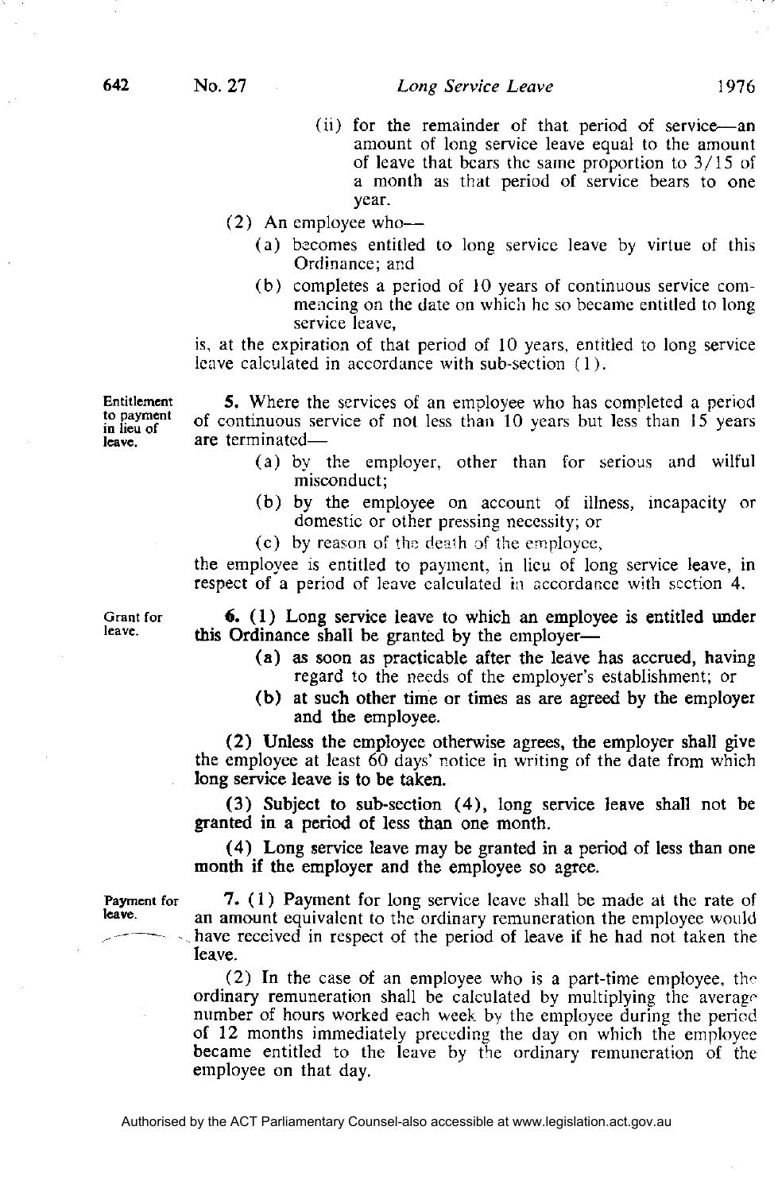(ii) for the remainder of that period of service—an amount of long service leave equal to the amount of leave that bears the same proportion to 3/15 of a month as that period of service bears to one year.

(2) An employee who—

(a) becomes entitled to long service leave by virtue of this Ordinance; and

(b) completes a period of 10 years of continuous service commencing on the date on which he so became entitled to long service leave,

is, at the expiration of that period of 10 years, entitled to long service leave calculated in accordance with sub-section (1).

**Entitlement to payment in lieu of leave.**

**5.** Where the services of an employee who has completed a period of continuous service of not less than 10 years but less than 15 years are terminated—

(a) by the employer, other than for serious and wilful misconduct;

(b) by the employee on account of illness, incapacity or domestic or other pressing necessity; or

(c) by reason of the death of the employee,

the employee is entitled to payment, in lieu of long service leave, in respect of a period of leave calculated in accordance with section 4.

**Grant for leave.**

**6.** (1) Long service leave to which an employee is entitled under this Ordinance shall be granted by the employer—

(a) as soon as practicable after the leave has accrued, having regard to the needs of the employer's establishment; or

(b) at such other time or times as are agreed by the employer and the employee.

(2) Unless the employee otherwise agrees, the employer shall give the employee at least 60 days' notice in writing of the date from which long service leave is to be taken.

(3) Subject to sub-section (4), long service leave shall not be granted in a period of less than one month.

(4) Long service leave may be granted in a period of less than one month if the employer and the employee so agree.

**Payment for leave.**

**7.** (1) Payment for long service leave shall be made at the rate of an amount equivalent to the ordinary remuneration the employee would have received in respect of the period of leave if he had not taken the leave.

(2) In the case of an employee who is a part-time employee, the ordinary remuneration shall be calculated by multiplying the average number of hours worked each week by the employee during the period of 12 months immediately preceding the day on which the employee became entitled to the leave by the ordinary remuneration of the employee on that day.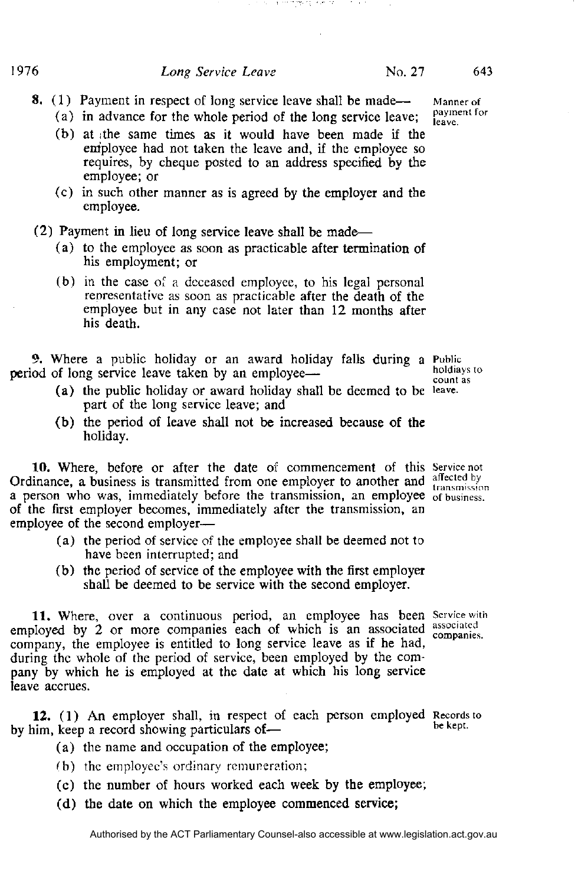**8.** (1) Payment in respect of long service leave shall be made—

Manner of payment for leave.

(a) in advance for the whole period of the long service leave;

(b) at the same times as it would have been made if the employee had not taken the leave and, if the employee so requires, by cheque posted to an address specified by the employee; or

(c) in such other manner as is agreed by the employer and the employee.

(2) Payment in lieu of long service leave shall be made—

(a) to the employee as soon as practicable after termination of his employment; or

(b) in the case of a deceased employee, to his legal personal representative as soon as practicable after the death of the employee but in any case not later than 12 months after his death.

**9.** Where a public holiday or an award holiday falls during a period of long service leave taken by an employee—

Public holdiays to count as leave.

(a) the public holiday or award holiday shall be deemed to be part of the long service leave; and

(b) the period of leave shall not be increased because of the holiday.

**10.** Where, before or after the date of commencement of this Ordinance, a business is transmitted from one employer to another and a person who was, immediately before the transmission, an employee of the first employer becomes, immediately after the transmission, an employee of the second employer—

Service not affected by transmission of business.

(a) the period of service of the employee shall be deemed not to have been interrupted; and

(b) the period of service of the employee with the first employer shall be deemed to be service with the second employer.

**11.** Where, over a continuous period, an employee has been employed by 2 or more companies each of which is an associated company, the employee is entitled to long service leave as if he had, during the whole of the period of service, been employed by the company by which he is employed at the date at which his long service leave accrues.

Service with associated companies.

**12.** (1) An employer shall, in respect of each person employed by him, keep a record showing particulars of—

Records to be kept.

(a) the name and occupation of the employee;

(b) the employee's ordinary remuneration;

(c) the number of hours worked each week by the employee;

(d) the date on which the employee commenced service;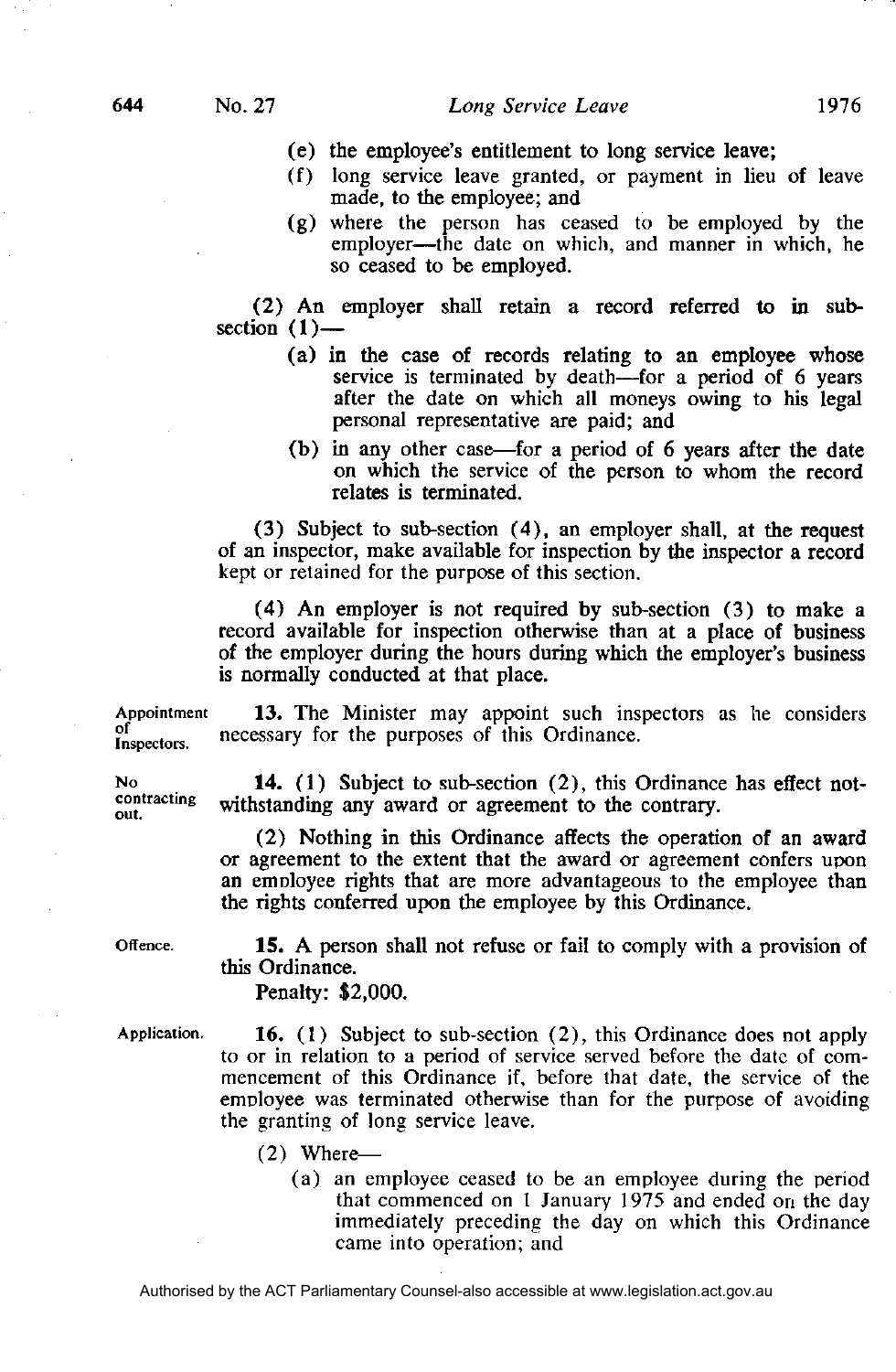(e) the employee's entitlement to long service leave;

(f) long service leave granted, or payment in lieu of leave made, to the employee; and

(g) where the person has ceased to be employed by the employer—the date on which, and manner in which, he so ceased to be employed.

(2) An employer shall retain a record referred to in sub-section (1)—

(a) in the case of records relating to an employee whose service is terminated by death—for a period of 6 years after the date on which all moneys owing to his legal personal representative are paid; and

(b) in any other case—for a period of 6 years after the date on which the service of the person to whom the record relates is terminated.

(3) Subject to sub-section (4), an employer shall, at the request of an inspector, make available for inspection by the inspector a record kept or retained for the purpose of this section.

(4) An employer is not required by sub-section (3) to make a record available for inspection otherwise than at a place of business of the employer during the hours during which the employer's business is normally conducted at that place.

Appointment of Inspectors.

**13.** The Minister may appoint such inspectors as he considers necessary for the purposes of this Ordinance.

No contracting out.

**14.** (1) Subject to sub-section (2), this Ordinance has effect notwithstanding any award or agreement to the contrary.

(2) Nothing in this Ordinance affects the operation of an award or agreement to the extent that the award or agreement confers upon an employee rights that are more advantageous to the employee than the rights conferred upon the employee by this Ordinance.

Offence.

**15.** A person shall not refuse or fail to comply with a provision of this Ordinance.

Penalty: $2,000.

Application.

**16.** (1) Subject to sub-section (2), this Ordinance does not apply to or in relation to a period of service served before the date of commencement of this Ordinance if, before that date, the service of the employee was terminated otherwise than for the purpose of avoiding the granting of long service leave.

(2) Where—

(a) an employee ceased to be an employee during the period that commenced on 1 January 1975 and ended on the day immediately preceding the day on which this Ordinance came into operation; and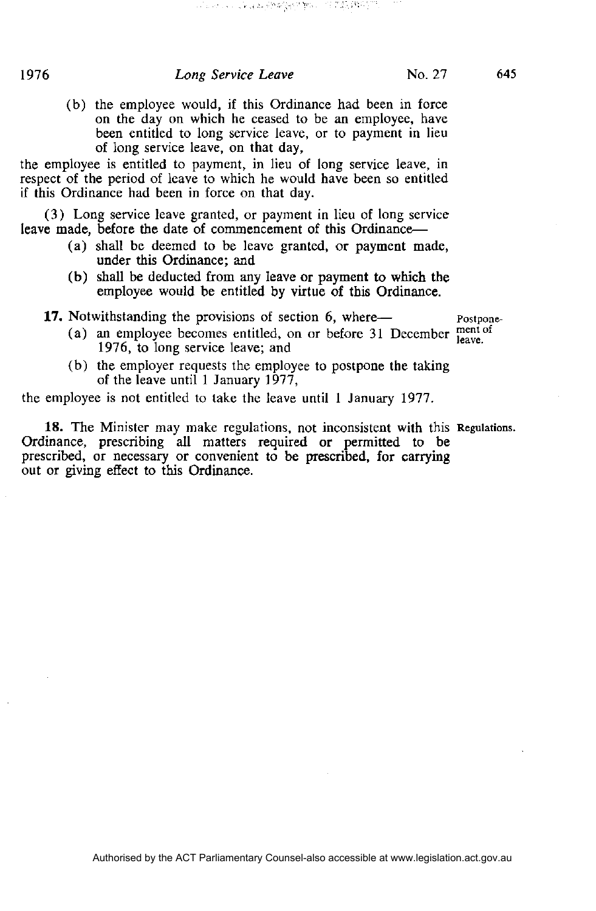(b) the employee would, if this Ordinance had been in force on the day on which he ceased to be an employee, have been entitled to long service leave, or to payment in lieu of long service leave, on that day,

the employee is entitled to payment, in lieu of long service leave, in respect of the period of leave to which he would have been so entitled if this Ordinance had been in force on that day.

(3) Long service leave granted, or payment in lieu of long service leave made, before the date of commencement of this Ordinance—

(a) shall be deemed to be leave granted, or payment made, under this Ordinance; and

(b) shall be deducted from any leave or payment to which the employee would be entitled by virtue of this Ordinance.

Postponement of leave.

**17.** Notwithstanding the provisions of section 6, where—

(a) an employee becomes entitled, on or before 31 December 1976, to long service leave; and

(b) the employer requests the employee to postpone the taking of the leave until 1 January 1977,

the employee is not entitled to take the leave until 1 January 1977.

Regulations.

**18.** The Minister may make regulations, not inconsistent with this Ordinance, prescribing all matters required or permitted to be prescribed, or necessary or convenient to be prescribed, for carrying out or giving effect to this Ordinance.

Authorised by the ACT Parliamentary Counsel-also accessible at www.legislation.act.gov.au